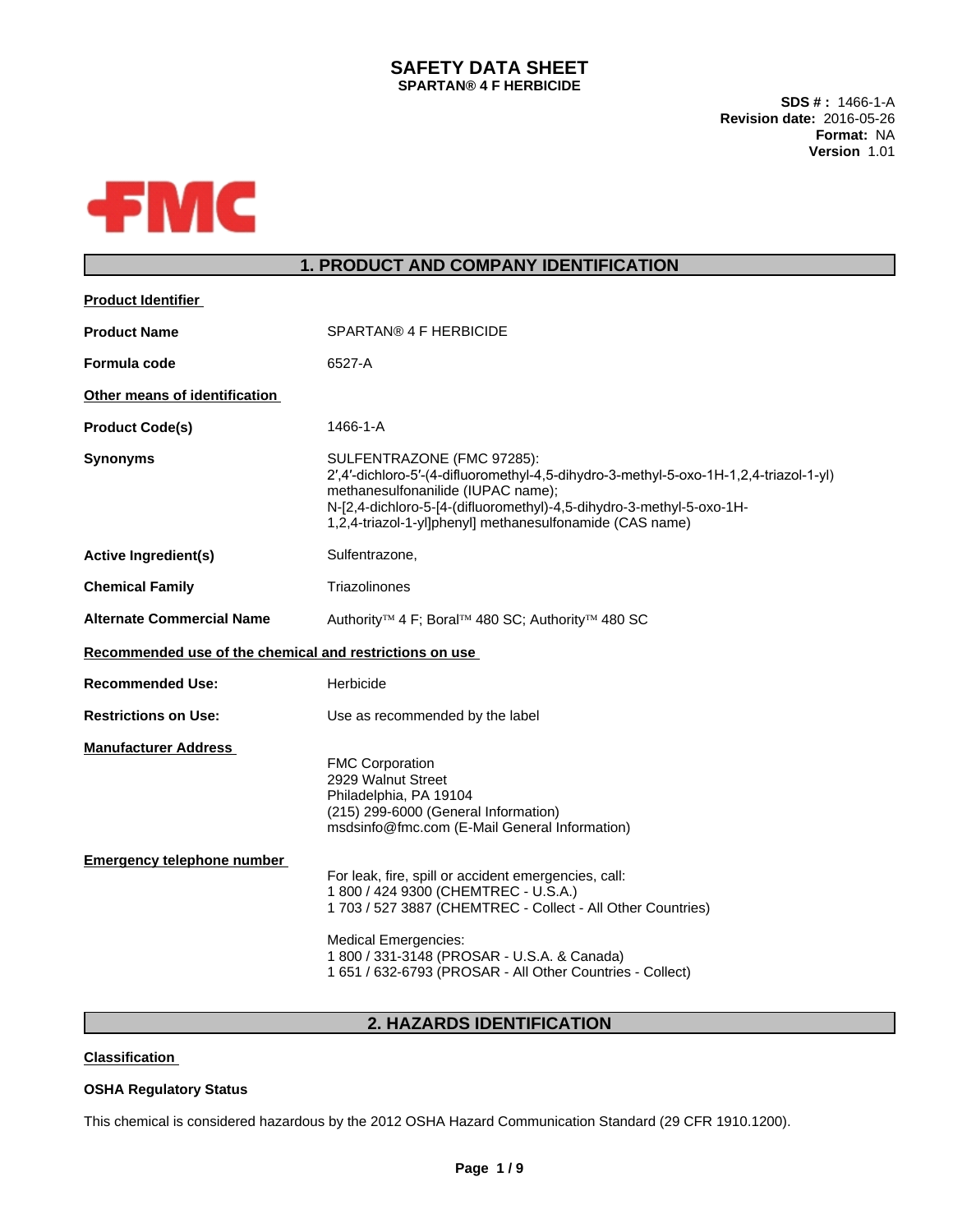# SAFETY DATA SHEET

**SPARTAN® 4 F HERBICIDE**

**SDS # :** 1466-1-A
**Revision date:** 2016-05-26
**Format:** NA
**Version** 1.01

FMC

## 1. PRODUCT AND COMPANY IDENTIFICATION

**Product Identifier**

| | |
|---|---|
| **Product Name** | SPARTAN® 4 F HERBICIDE |
| **Formula code** | 6527-A |

**Other means of identification**

| | |
|---|---|
| **Product Code(s)** | 1466-1-A |
| **Synonyms** | SULFENTRAZONE (FMC 97285): 2′,4′-dichloro-5′-(4-difluoromethyl-4,5-dihydro-3-methyl-5-oxo-1H-1,2,4-triazol-1-yl) methanesulfonanilide (IUPAC name); N-[2,4-dichloro-5-[4-(difluoromethyl)-4,5-dihydro-3-methyl-5-oxo-1H-1,2,4-triazol-1-yl]phenyl] methanesulfonamide (CAS name) |
| **Active Ingredient(s)** | Sulfentrazone, |
| **Chemical Family** | Triazolinones |
| **Alternate Commercial Name** | Authority™ 4 F; Boral™ 480 SC; Authority™ 480 SC |

**Recommended use of the chemical and restrictions on use**

| | |
|---|---|
| **Recommended Use:** | Herbicide |
| **Restrictions on Use:** | Use as recommended by the label |

**Manufacturer Address**

FMC Corporation
2929 Walnut Street
Philadelphia, PA 19104
(215) 299-6000 (General Information)
msdsinfo@fmc.com (E-Mail General Information)

**Emergency telephone number**

For leak, fire, spill or accident emergencies, call:
1 800 / 424 9300 (CHEMTREC - U.S.A.)
1 703 / 527 3887 (CHEMTREC - Collect - All Other Countries)

Medical Emergencies:
1 800 / 331-3148 (PROSAR - U.S.A. & Canada)
1 651 / 632-6793 (PROSAR - All Other Countries - Collect)

## 2. HAZARDS IDENTIFICATION

**Classification**

**OSHA Regulatory Status**

This chemical is considered hazardous by the 2012 OSHA Hazard Communication Standard (29 CFR 1910.1200).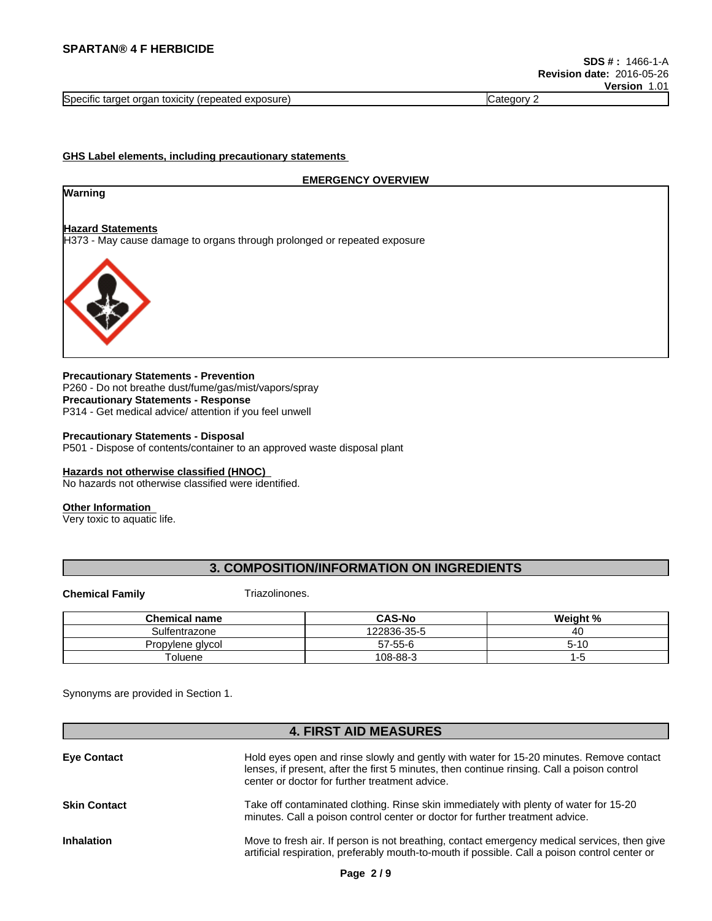| Specific target organ toxicity (repeated exposure) | Category 2 |
| --- | --- |

**GHS Label elements, including precautionary statements**

**EMERGENCY OVERVIEW**

**Warning**

**Hazard Statements**
H373 - May cause damage to organs through prolonged or repeated exposure

**Precautionary Statements - Prevention**
P260 - Do not breathe dust/fume/gas/mist/vapors/spray
**Precautionary Statements - Response**
P314 - Get medical advice/ attention if you feel unwell

**Precautionary Statements - Disposal**
P501 - Dispose of contents/container to an approved waste disposal plant

**Hazards not otherwise classified (HNOC)**
No hazards not otherwise classified were identified.

**Other Information**
Very toxic to aquatic life.

## 3. COMPOSITION/INFORMATION ON INGREDIENTS

**Chemical Family** Triazolinones.

| Chemical name | CAS-No | Weight % |
| --- | --- | --- |
| Sulfentrazone | 122836-35-5 | 40 |
| Propylene glycol | 57-55-6 | 5-10 |
| Toluene | 108-88-3 | 1-5 |

Synonyms are provided in Section 1.

## 4. FIRST AID MEASURES

**Eye Contact** Hold eyes open and rinse slowly and gently with water for 15-20 minutes. Remove contact lenses, if present, after the first 5 minutes, then continue rinsing. Call a poison control center or doctor for further treatment advice.

**Skin Contact** Take off contaminated clothing. Rinse skin immediately with plenty of water for 15-20 minutes. Call a poison control center or doctor for further treatment advice.

**Inhalation** Move to fresh air. If person is not breathing, contact emergency medical services, then give artificial respiration, preferably mouth-to-mouth if possible. Call a poison control center or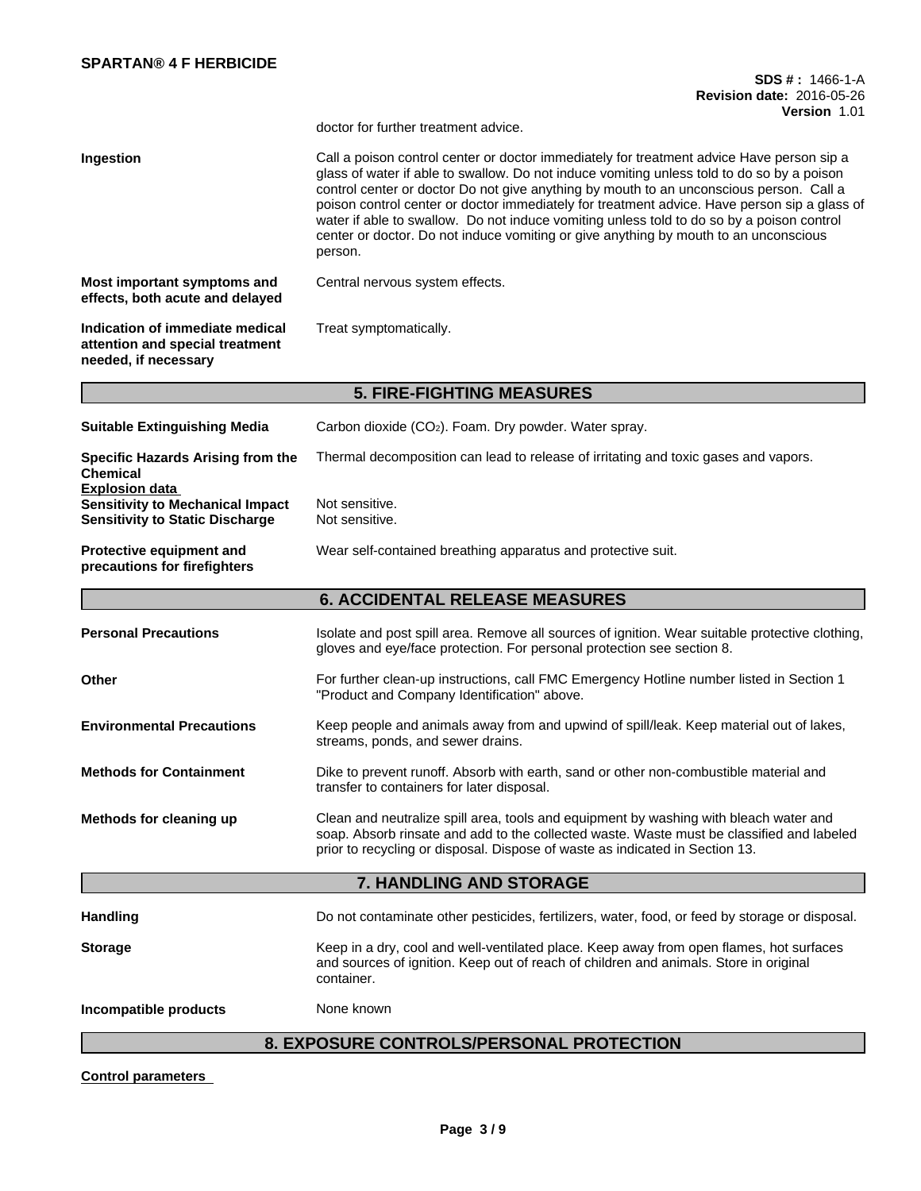doctor for further treatment advice.

| | |
|---|---|
| **Ingestion** | Call a poison control center or doctor immediately for treatment advice Have person sip a glass of water if able to swallow. Do not induce vomiting unless told to do so by a poison control center or doctor Do not give anything by mouth to an unconscious person. Call a poison control center or doctor immediately for treatment advice. Have person sip a glass of water if able to swallow. Do not induce vomiting unless told to do so by a poison control center or doctor. Do not induce vomiting or give anything by mouth to an unconscious person. |
| **Most important symptoms and effects, both acute and delayed** | Central nervous system effects. |
| **Indication of immediate medical attention and special treatment needed, if necessary** | Treat symptomatically. |

## 5. FIRE-FIGHTING MEASURES

| | |
|---|---|
| **Suitable Extinguishing Media** | Carbon dioxide ($CO_2$). Foam. Dry powder. Water spray. |
| **Specific Hazards Arising from the Chemical** | Thermal decomposition can lead to release of irritating and toxic gases and vapors. |

**Explosion data**

| | |
|---|---|
| **Sensitivity to Mechanical Impact** | Not sensitive. |
| **Sensitivity to Static Discharge** | Not sensitive. |
| **Protective equipment and precautions for firefighters** | Wear self-contained breathing apparatus and protective suit. |

## 6. ACCIDENTAL RELEASE MEASURES

| | |
|---|---|
| **Personal Precautions** | Isolate and post spill area. Remove all sources of ignition. Wear suitable protective clothing, gloves and eye/face protection. For personal protection see section 8. |
| **Other** | For further clean-up instructions, call FMC Emergency Hotline number listed in Section 1 "Product and Company Identification" above. |
| **Environmental Precautions** | Keep people and animals away from and upwind of spill/leak. Keep material out of lakes, streams, ponds, and sewer drains. |
| **Methods for Containment** | Dike to prevent runoff. Absorb with earth, sand or other non-combustible material and transfer to containers for later disposal. |
| **Methods for cleaning up** | Clean and neutralize spill area, tools and equipment by washing with bleach water and soap. Absorb rinsate and add to the collected waste. Waste must be classified and labeled prior to recycling or disposal. Dispose of waste as indicated in Section 13. |

## 7. HANDLING AND STORAGE

| | |
|---|---|
| **Handling** | Do not contaminate other pesticides, fertilizers, water, food, or feed by storage or disposal. |
| **Storage** | Keep in a dry, cool and well-ventilated place. Keep away from open flames, hot surfaces and sources of ignition. Keep out of reach of children and animals. Store in original container. |
| **Incompatible products** | None known |

## 8. EXPOSURE CONTROLS/PERSONAL PROTECTION

**Control parameters**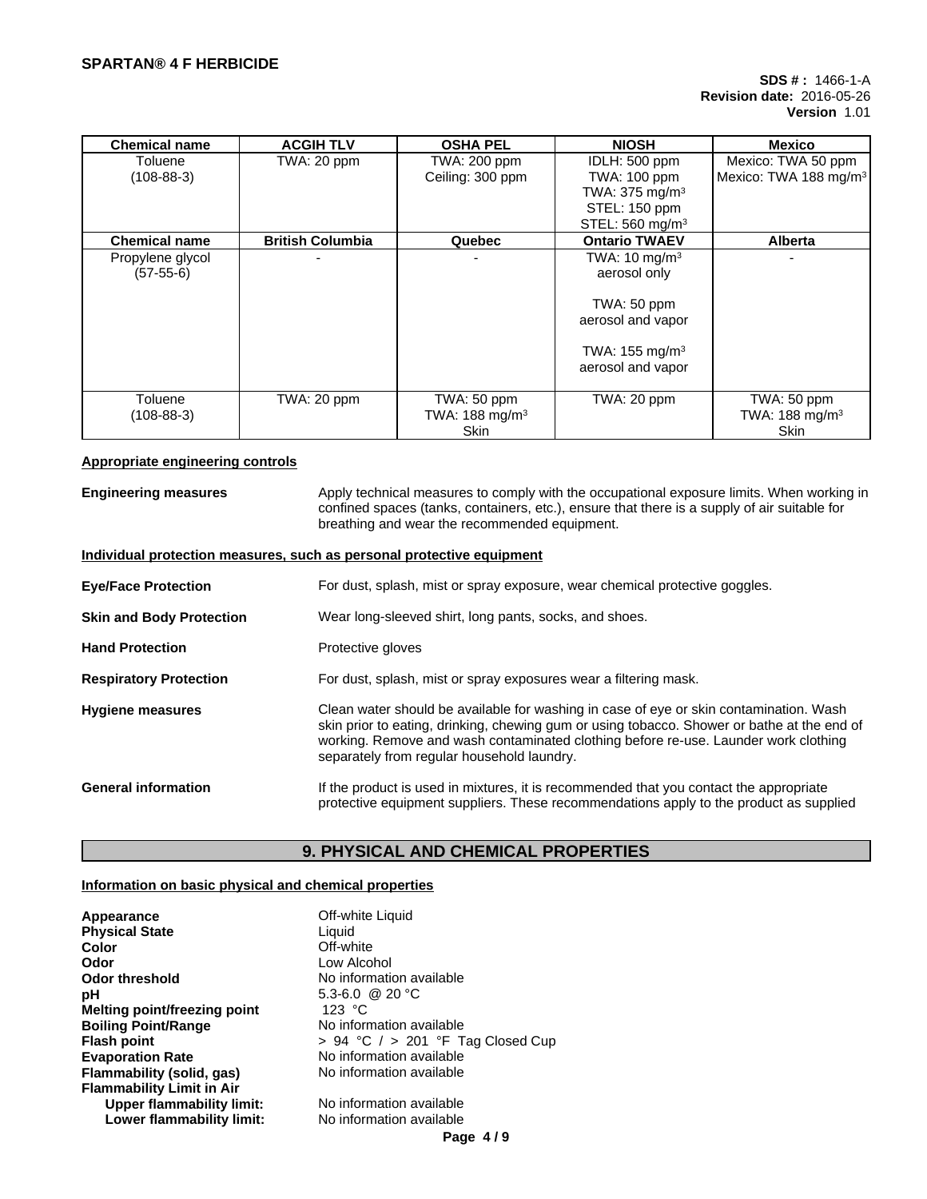| Chemical name | ACGIH TLV | OSHA PEL | NIOSH | Mexico |
|---|---|---|---|---|
| Toluene (108-88-3) | TWA: 20 ppm | TWA: 200 ppm Ceiling: 300 ppm | IDLH: 500 ppm TWA: 100 ppm TWA: 375 mg/m³ STEL: 150 ppm STEL: 560 mg/m³ | Mexico: TWA 50 ppm Mexico: TWA 188 mg/m³ |
| **Chemical name** | **British Columbia** | **Quebec** | **Ontario TWAEV** | **Alberta** |
| Propylene glycol (57-55-6) | - | - | TWA: 10 mg/m³ aerosol only TWA: 50 ppm aerosol and vapor TWA: 155 mg/m³ aerosol and vapor | - |
| Toluene (108-88-3) | TWA: 20 ppm | TWA: 50 ppm TWA: 188 mg/m³ Skin | TWA: 20 ppm | TWA: 50 ppm TWA: 188 mg/m³ Skin |

**Appropriate engineering controls**

**Engineering measures** Apply technical measures to comply with the occupational exposure limits. When working in confined spaces (tanks, containers, etc.), ensure that there is a supply of air suitable for breathing and wear the recommended equipment.

**Individual protection measures, such as personal protective equipment**

**Eye/Face Protection** For dust, splash, mist or spray exposure, wear chemical protective goggles.

**Skin and Body Protection** Wear long-sleeved shirt, long pants, socks, and shoes.

**Hand Protection** Protective gloves

**Respiratory Protection** For dust, splash, mist or spray exposures wear a filtering mask.

**Hygiene measures** Clean water should be available for washing in case of eye or skin contamination. Wash skin prior to eating, drinking, chewing gum or using tobacco. Shower or bathe at the end of working. Remove and wash contaminated clothing before re-use. Launder work clothing separately from regular household laundry.

**General information** If the product is used in mixtures, it is recommended that you contact the appropriate protective equipment suppliers. These recommendations apply to the product as supplied

## 9. PHYSICAL AND CHEMICAL PROPERTIES

**Information on basic physical and chemical properties**

**Appearance** Off-white Liquid
**Physical State** Liquid
**Color** Off-white
**Odor** Low Alcohol
**Odor threshold** No information available
**pH** 5.3-6.0 @ 20 °C
**Melting point/freezing point** 123 °C
**Boiling Point/Range** No information available
**Flash point** > 94 °C / > 201 °F Tag Closed Cup
**Evaporation Rate** No information available
**Flammability (solid, gas)** No information available
**Flammability Limit in Air**
**Upper flammability limit:** No information available
**Lower flammability limit:** No information available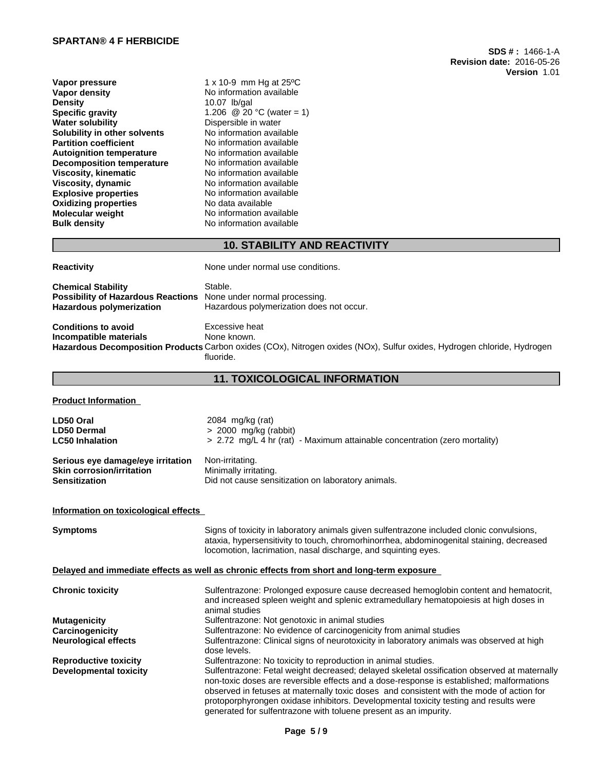| | |
|---|---|
| **Vapor pressure** | 1 x 10-9 mm Hg at 25ºC |
| **Vapor density** | No information available |
| **Density** | 10.07 lb/gal |
| **Specific gravity** | 1.206 @ 20 °C (water = 1) |
| **Water solubility** | Dispersible in water |
| **Solubility in other solvents** | No information available |
| **Partition coefficient** | No information available |
| **Autoignition temperature** | No information available |
| **Decomposition temperature** | No information available |
| **Viscosity, kinematic** | No information available |
| **Viscosity, dynamic** | No information available |
| **Explosive properties** | No information available |
| **Oxidizing properties** | No data available |
| **Molecular weight** | No information available |
| **Bulk density** | No information available |

## 10. STABILITY AND REACTIVITY

**Reactivity** None under normal use conditions.

**Chemical Stability** Stable.
**Possibility of Hazardous Reactions** None under normal processing.
**Hazardous polymerization** Hazardous polymerization does not occur.

**Conditions to avoid** Excessive heat
**Incompatible materials** None known.
**Hazardous Decomposition Products** Carbon oxides (COx), Nitrogen oxides (NOx), Sulfur oxides, Hydrogen chloride, Hydrogen fluoride.

## 11. TOXICOLOGICAL INFORMATION

**Product Information**

| | |
|---|---|
| **LD50 Oral** | 2084 mg/kg (rat) |
| **LD50 Dermal** | > 2000 mg/kg (rabbit) |
| **LC50 Inhalation** | > 2.72 mg/L 4 hr (rat) - Maximum attainable concentration (zero mortality) |

| | |
|---|---|
| **Serious eye damage/eye irritation** | Non-irritating. |
| **Skin corrosion/irritation** | Minimally irritating. |
| **Sensitization** | Did not cause sensitization on laboratory animals. |

**Information on toxicological effects**

**Symptoms** Signs of toxicity in laboratory animals given sulfentrazone included clonic convulsions, ataxia, hypersensitivity to touch, chromorhinorrhea, abdominogenital staining, decreased locomotion, lacrimation, nasal discharge, and squinting eyes.

**Delayed and immediate effects as well as chronic effects from short and long-term exposure**

| | |
|---|---|
| **Chronic toxicity** | Sulfentrazone: Prolonged exposure cause decreased hemoglobin content and hematocrit, and increased spleen weight and splenic extramedullary hematopoiesis at high doses in animal studies |
| **Mutagenicity** | Sulfentrazone: Not genotoxic in animal studies |
| **Carcinogenicity** | Sulfentrazone: No evidence of carcinogenicity from animal studies |
| **Neurological effects** | Sulfentrazone: Clinical signs of neurotoxicity in laboratory animals was observed at high dose levels. |
| **Reproductive toxicity** | Sulfentrazone: No toxicity to reproduction in animal studies. |
| **Developmental toxicity** | Sulfentrazone: Fetal weight decreased; delayed skeletal ossification observed at maternally non-toxic doses are reversible effects and a dose-response is established; malformations observed in fetuses at maternally toxic doses and consistent with the mode of action for protoporphyrongen oxidase inhibitors. Developmental toxicity testing and results were generated for sulfentrazone with toluene present as an impurity. |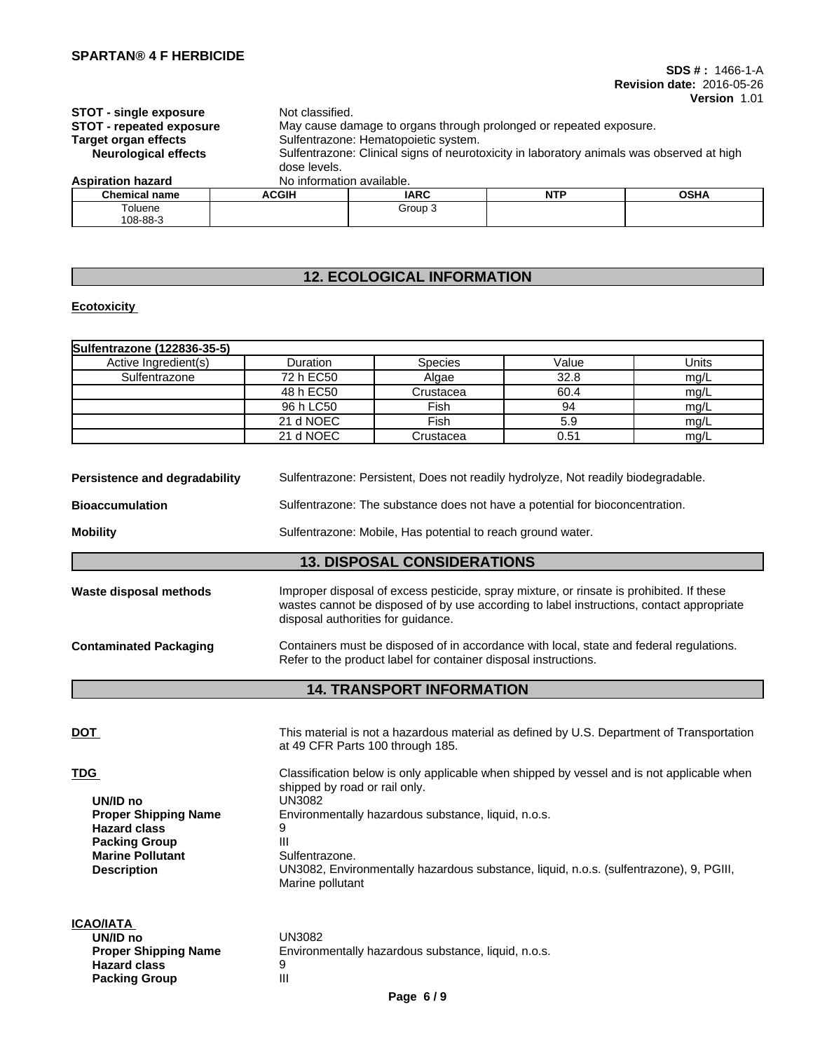**STOT - single exposure** Not classified.

**STOT - repeated exposure** May cause damage to organs through prolonged or repeated exposure.

**Target organ effects** Sulfentrazone: Hematopoietic system.

**Neurological effects** Sulfentrazone: Clinical signs of neurotoxicity in laboratory animals was observed at high dose levels.

**Aspiration hazard** No information available.

| Chemical name | ACGIH | IARC | NTP | OSHA |
|---|---|---|---|---|
| Toluene 108-88-3 | | Group 3 | | |

## 12. ECOLOGICAL INFORMATION

**Ecotoxicity**

| Sulfentrazone (122836-35-5) | | | | |
|---|---|---|---|---|
| Active Ingredient(s) | Duration | Species | Value | Units |
| Sulfentrazone | 72 h EC50 | Algae | 32.8 | mg/L |
| | 48 h EC50 | Crustacea | 60.4 | mg/L |
| | 96 h LC50 | Fish | 94 | mg/L |
| | 21 d NOEC | Fish | 5.9 | mg/L |
| | 21 d NOEC | Crustacea | 0.51 | mg/L |

**Persistence and degradability** Sulfentrazone: Persistent, Does not readily hydrolyze, Not readily biodegradable.

**Bioaccumulation** Sulfentrazone: The substance does not have a potential for bioconcentration.

**Mobility** Sulfentrazone: Mobile, Has potential to reach ground water.

## 13. DISPOSAL CONSIDERATIONS

**Waste disposal methods** Improper disposal of excess pesticide, spray mixture, or rinsate is prohibited. If these wastes cannot be disposed of by use according to label instructions, contact appropriate disposal authorities for guidance.

**Contaminated Packaging** Containers must be disposed of in accordance with local, state and federal regulations. Refer to the product label for container disposal instructions.

## 14. TRANSPORT INFORMATION

**DOT** This material is not a hazardous material as defined by U.S. Department of Transportation at 49 CFR Parts 100 through 185.

**TDG** Classification below is only applicable when shipped by vessel and is not applicable when shipped by road or rail only.

- **UN/ID no** UN3082
- **Proper Shipping Name** Environmentally hazardous substance, liquid, n.o.s.
- **Hazard class** 9
- **Packing Group** III
- **Marine Pollutant** Sulfentrazone.
- **Description** UN3082, Environmentally hazardous substance, liquid, n.o.s. (sulfentrazone), 9, PGIII, Marine pollutant

**ICAO/IATA**

- **UN/ID no** UN3082
- **Proper Shipping Name** Environmentally hazardous substance, liquid, n.o.s.
- **Hazard class** 9
- **Packing Group** III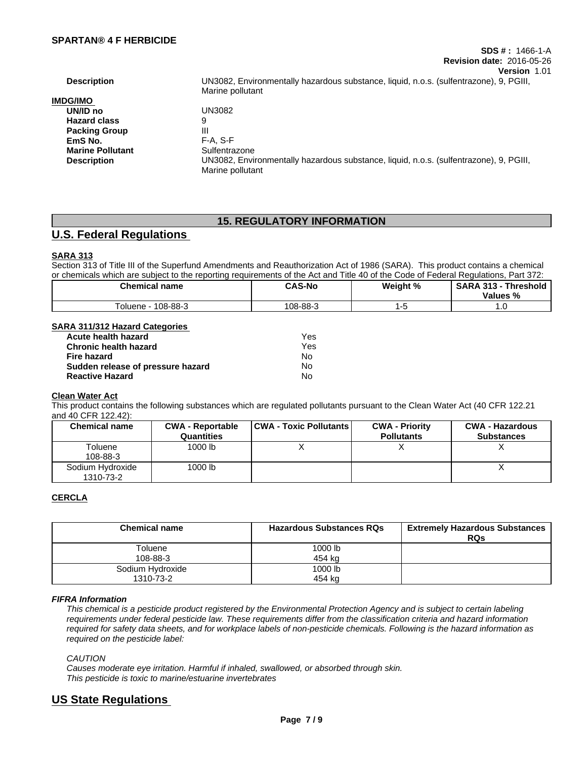| | |
|---|---|
| **Description** | UN3082, Environmentally hazardous substance, liquid, n.o.s. (sulfentrazone), 9, PGIII, Marine pollutant |

**IMDG/IMO**

| | |
|---|---|
| **UN/ID no** | UN3082 |
| **Hazard class** | 9 |
| **Packing Group** | III |
| **EmS No.** | F-A, S-F |
| **Marine Pollutant** | Sulfentrazone |
| **Description** | UN3082, Environmentally hazardous substance, liquid, n.o.s. (sulfentrazone), 9, PGIII, Marine pollutant |

## 15. REGULATORY INFORMATION

## U.S. Federal Regulations

**SARA 313**

Section 313 of Title III of the Superfund Amendments and Reauthorization Act of 1986 (SARA). This product contains a chemical or chemicals which are subject to the reporting requirements of the Act and Title 40 of the Code of Federal Regulations, Part 372:

| Chemical name | CAS-No | Weight % | SARA 313 - Threshold Values % |
|---|---|---|---|
| Toluene - 108-88-3 | 108-88-3 | 1-5 | 1.0 |

**SARA 311/312 Hazard Categories**

| | |
|---|---|
| **Acute health hazard** | Yes |
| **Chronic health hazard** | Yes |
| **Fire hazard** | No |
| **Sudden release of pressure hazard** | No |
| **Reactive Hazard** | No |

**Clean Water Act**

This product contains the following substances which are regulated pollutants pursuant to the Clean Water Act (40 CFR 122.21 and 40 CFR 122.42):

| Chemical name | CWA - Reportable Quantities | CWA - Toxic Pollutants | CWA - Priority Pollutants | CWA - Hazardous Substances |
|---|---|---|---|---|
| Toluene 108-88-3 | 1000 lb | X | X | X |
| Sodium Hydroxide 1310-73-2 | 1000 lb | | | X |

**CERCLA**

| Chemical name | Hazardous Substances RQs | Extremely Hazardous Substances RQs |
|---|---|---|
| Toluene 108-88-3 | 1000 lb 454 kg | |
| Sodium Hydroxide 1310-73-2 | 1000 lb 454 kg | |

***FIFRA Information***

*This chemical is a pesticide product registered by the Environmental Protection Agency and is subject to certain labeling requirements under federal pesticide law. These requirements differ from the classification criteria and hazard information required for safety data sheets, and for workplace labels of non-pesticide chemicals. Following is the hazard information as required on the pesticide label:*

*CAUTION*
*Causes moderate eye irritation. Harmful if inhaled, swallowed, or absorbed through skin.*
*This pesticide is toxic to marine/estuarine invertebrates*

## US State Regulations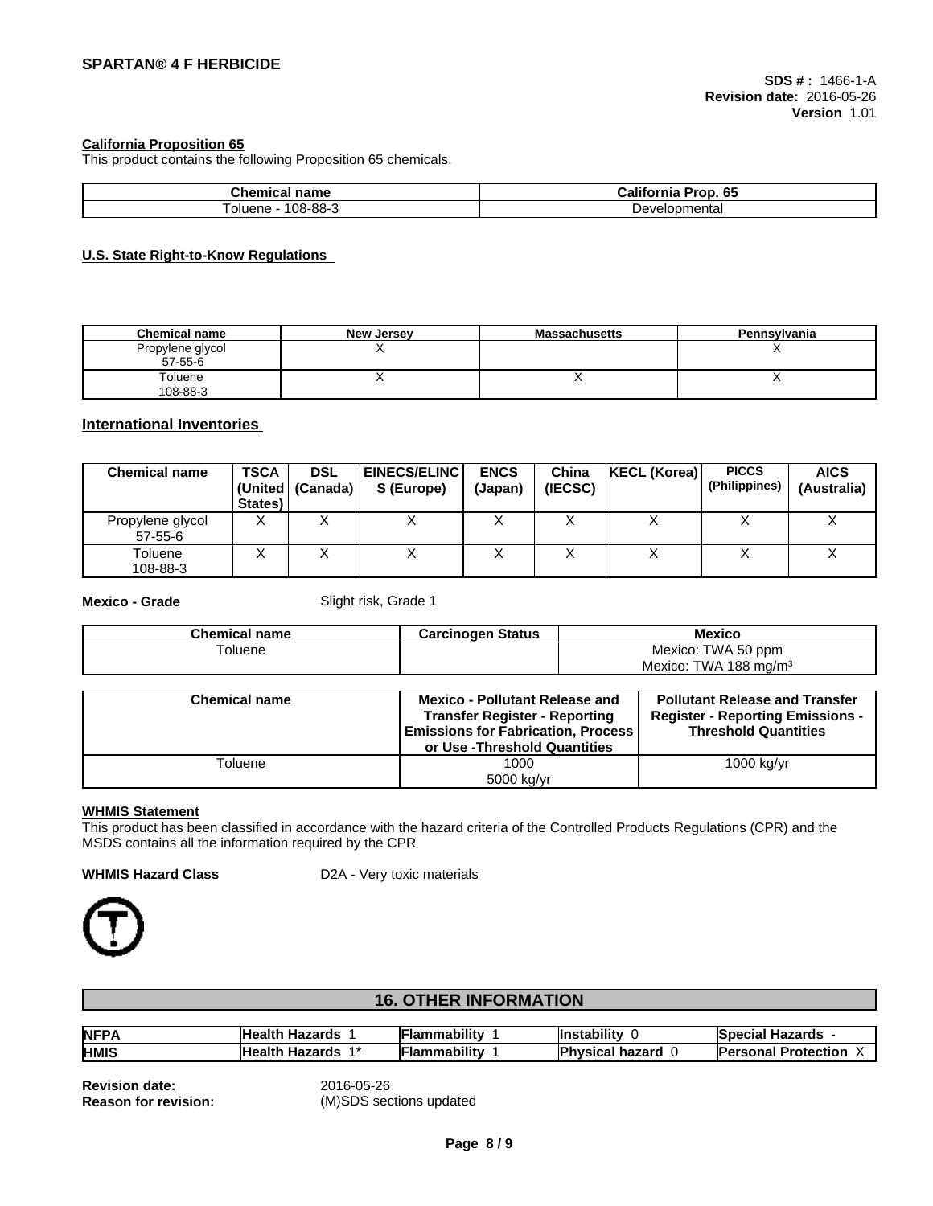**California Proposition 65**

This product contains the following Proposition 65 chemicals.

| Chemical name | California Prop. 65 |
|---|---|
| Toluene - 108-88-3 | Developmental |

**U.S. State Right-to-Know Regulations**

| Chemical name | New Jersey | Massachusetts | Pennsylvania |
|---|---|---|---|
| Propylene glycol 57-55-6 | X | | X |
| Toluene 108-88-3 | X | X | X |

## International Inventories

| Chemical name | TSCA (United States) | DSL (Canada) | EINECS/ELINCS (Europe) | ENCS (Japan) | China (IECSC) | KECL (Korea) | PICCS (Philippines) | AICS (Australia) |
|---|---|---|---|---|---|---|---|---|
| Propylene glycol 57-55-6 | X | X | X | X | X | X | X | X |
| Toluene 108-88-3 | X | X | X | X | X | X | X | X |

**Mexico - Grade** Slight risk, Grade 1

| Chemical name | Carcinogen Status | Mexico |
|---|---|---|
| Toluene | | Mexico: TWA 50 ppm<br>Mexico: TWA 188 mg/m³ |

| Chemical name | Mexico - Pollutant Release and Transfer Register - Reporting Emissions for Fabrication, Process or Use -Threshold Quantities | Pollutant Release and Transfer Register - Reporting Emissions - Threshold Quantities |
|---|---|---|
| Toluene | 1000<br>5000 kg/yr | 1000 kg/yr |

**WHMIS Statement**

This product has been classified in accordance with the hazard criteria of the Controlled Products Regulations (CPR) and the MSDS contains all the information required by the CPR

**WHMIS Hazard Class** D2A - Very toxic materials

## 16. OTHER INFORMATION

| | | | | |
|---|---|---|---|---|
| **NFPA** | **Health Hazards** 1 | **Flammability** 1 | **Instability** 0 | **Special Hazards** - |
| **HMIS** | **Health Hazards** 1* | **Flammability** 1 | **Physical hazard** 0 | **Personal Protection** X |

**Revision date:** 2016-05-26
**Reason for revision:** (M)SDS sections updated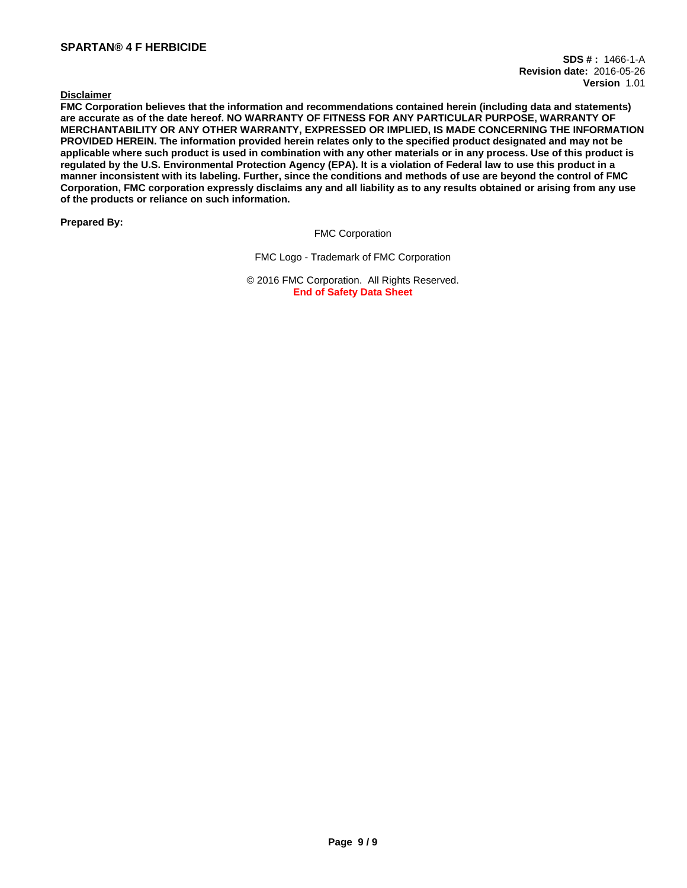**SDS # :** 1466-1-A
**Revision date:** 2016-05-26
**Version** 1.01

**Disclaimer**

**FMC Corporation believes that the information and recommendations contained herein (including data and statements) are accurate as of the date hereof. NO WARRANTY OF FITNESS FOR ANY PARTICULAR PURPOSE, WARRANTY OF MERCHANTABILITY OR ANY OTHER WARRANTY, EXPRESSED OR IMPLIED, IS MADE CONCERNING THE INFORMATION PROVIDED HEREIN. The information provided herein relates only to the specified product designated and may not be applicable where such product is used in combination with any other materials or in any process. Use of this product is regulated by the U.S. Environmental Protection Agency (EPA). It is a violation of Federal law to use this product in a manner inconsistent with its labeling. Further, since the conditions and methods of use are beyond the control of FMC Corporation, FMC corporation expressly disclaims any and all liability as to any results obtained or arising from any use of the products or reliance on such information.**

**Prepared By:**

FMC Corporation

FMC Logo - Trademark of FMC Corporation

© 2016 FMC Corporation. All Rights Reserved.

**End of Safety Data Sheet**